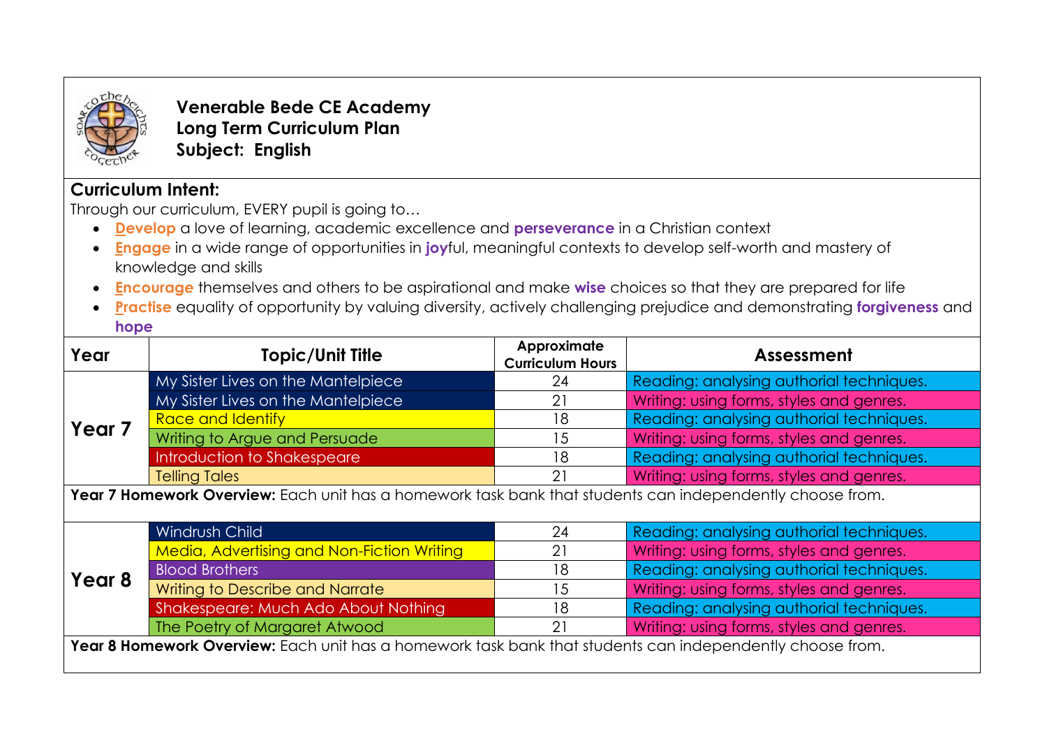**Venerable Bede CE Academy**
**Long Term Curriculum Plan**
**Subject: English**

## Curriculum Intent:

Through our curriculum, EVERY pupil is going to…

- **Develop** a love of learning, academic excellence and **perseverance** in a Christian context
- **Engage** in a wide range of opportunities in **joy**ful, meaningful contexts to develop self-worth and mastery of knowledge and skills
- **Encourage** themselves and others to be aspirational and make **wise** choices so that they are prepared for life
- **Practise** equality of opportunity by valuing diversity, actively challenging prejudice and demonstrating **forgiveness** and **hope**

| Year | Topic/Unit Title | Approximate Curriculum Hours | Assessment |
|---|---|---|---|
| Year 7 | My Sister Lives on the Mantelpiece | 24 | Reading: analysing authorial techniques. |
| | My Sister Lives on the Mantelpiece | 21 | Writing: using forms, styles and genres. |
| | Race and Identify | 18 | Reading: analysing authorial techniques. |
| | Writing to Argue and Persuade | 15 | Writing: using forms, styles and genres. |
| | Introduction to Shakespeare | 18 | Reading: analysing authorial techniques. |
| | Telling Tales | 21 | Writing: using forms, styles and genres. |
| **Year 7 Homework Overview:** Each unit has a homework task bank that students can independently choose from. | | | |
| Year 8 | Windrush Child | 24 | Reading: analysing authorial techniques. |
| | Media, Advertising and Non-Fiction Writing | 21 | Writing: using forms, styles and genres. |
| | Blood Brothers | 18 | Reading: analysing authorial techniques. |
| | Writing to Describe and Narrate | 15 | Writing: using forms, styles and genres. |
| | Shakespeare: Much Ado About Nothing | 18 | Reading: analysing authorial techniques. |
| | The Poetry of Margaret Atwood | 21 | Writing: using forms, styles and genres. |
| **Year 8 Homework Overview:** Each unit has a homework task bank that students can independently choose from. | | | |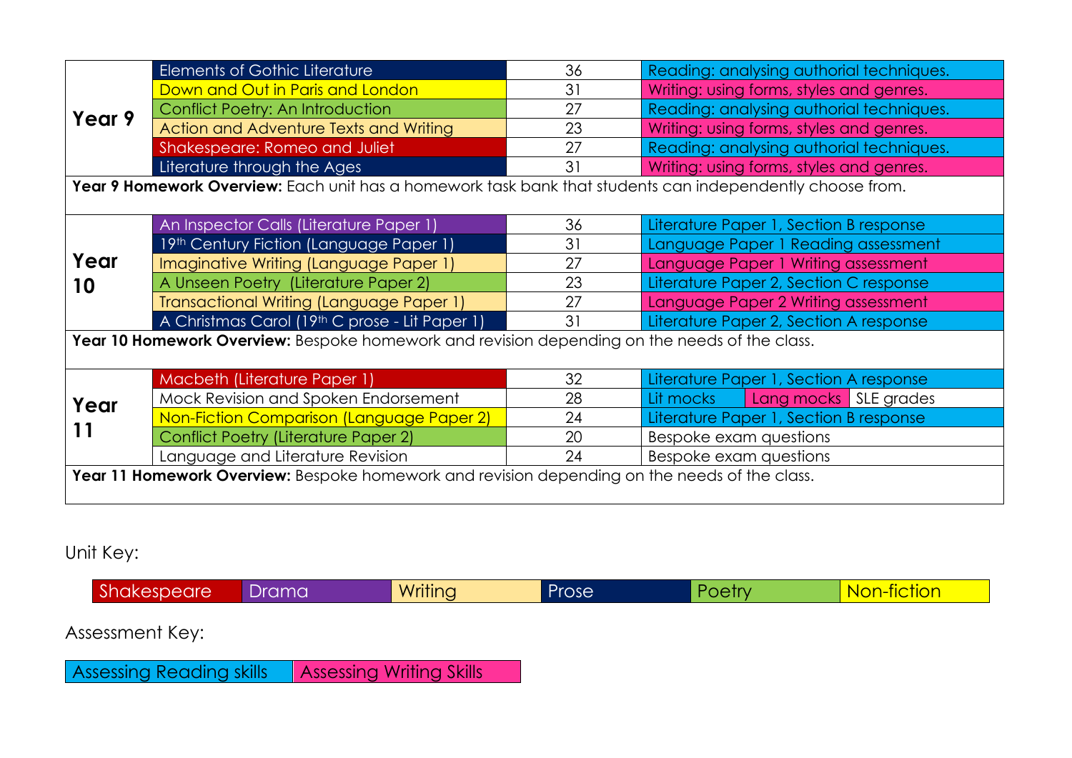| | | | |
|---|---|---|---|
| **Year 9** | Elements of Gothic Literature | 36 | Reading: analysing authorial techniques. |
| | Down and Out in Paris and London | 31 | Writing: using forms, styles and genres. |
| | Conflict Poetry: An Introduction | 27 | Reading: analysing authorial techniques. |
| | Action and Adventure Texts and Writing | 23 | Writing: using forms, styles and genres. |
| | Shakespeare: Romeo and Juliet | 27 | Reading: analysing authorial techniques. |
| | Literature through the Ages | 31 | Writing: using forms, styles and genres. |
| **Year 9 Homework Overview:** Each unit has a homework task bank that students can independently choose from. | | | |
| **Year 10** | An Inspector Calls (Literature Paper 1) | 36 | Literature Paper 1, Section B response |
| | 19th Century Fiction (Language Paper 1) | 31 | Language Paper 1 Reading assessment |
| | Imaginative Writing (Language Paper 1) | 27 | Language Paper 1 Writing assessment |
| | A Unseen Poetry (Literature Paper 2) | 23 | Literature Paper 2, Section C response |
| | Transactional Writing (Language Paper 1) | 27 | Language Paper 2 Writing assessment |
| | A Christmas Carol (19th C prose - Lit Paper 1) | 31 | Literature Paper 2, Section A response |
| **Year 10 Homework Overview:** Bespoke homework and revision depending on the needs of the class. | | | |
| **Year 11** | Macbeth (Literature Paper 1) | 32 | Literature Paper 1, Section A response |
| | Mock Revision and Spoken Endorsement | 28 | Lit mocks / Lang mocks / SLE grades |
| | Non-Fiction Comparison (Language Paper 2) | 24 | Literature Paper 1, Section B response |
| | Conflict Poetry (Literature Paper 2) | 20 | Bespoke exam questions |
| | Language and Literature Revision | 24 | Bespoke exam questions |
| **Year 11 Homework Overview:** Bespoke homework and revision depending on the needs of the class. | | | |

Unit Key:

| | | | | | |
|---|---|---|---|---|---|
| Shakespeare | Drama | Writing | Prose | Poetry | Non-fiction |

Assessment Key:

| | |
|---|---|
| Assessing Reading skills | Assessing Writing Skills |